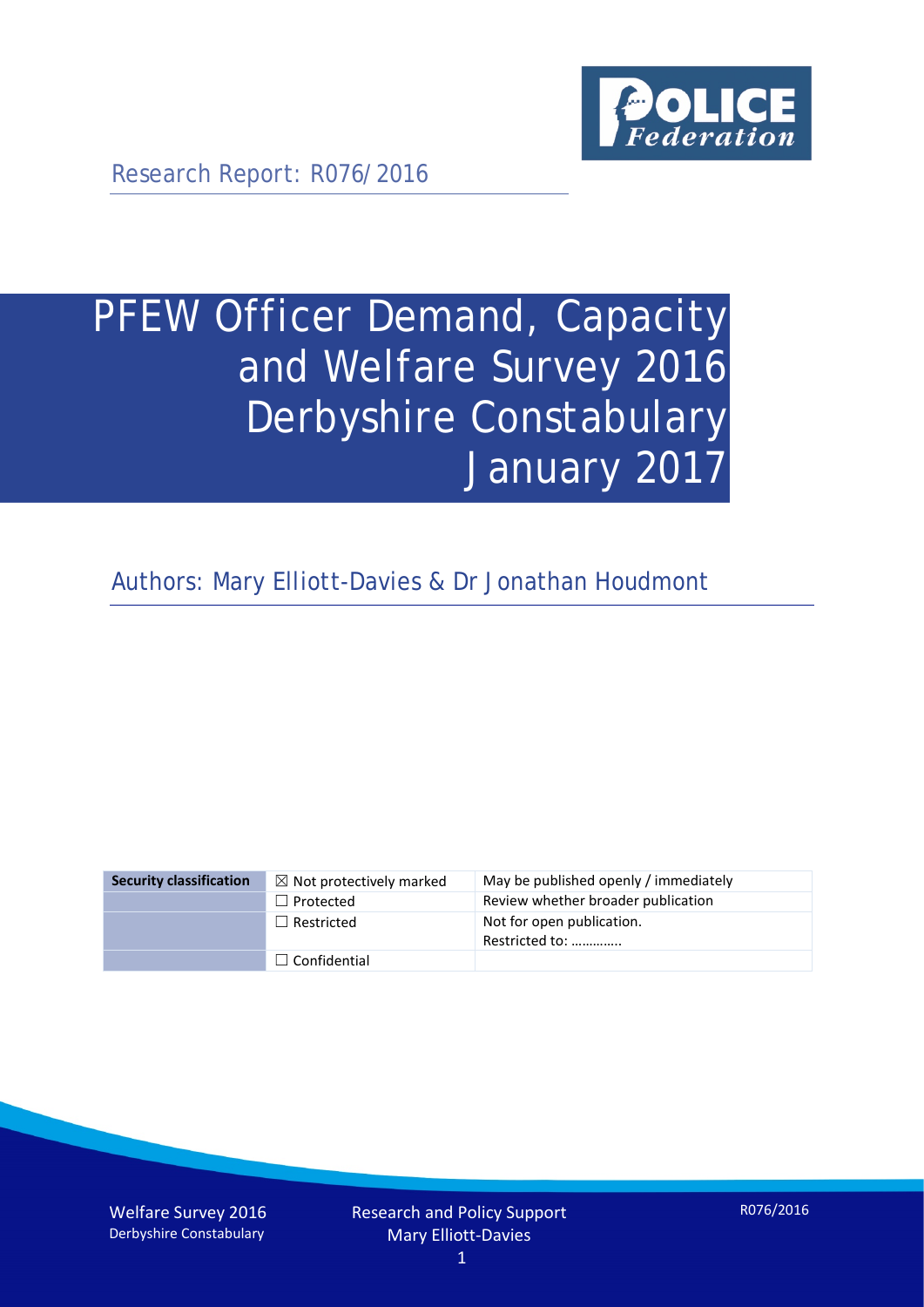Research Report: R076/2016

# PFEW Officer Demand, Capacity and Welfare Survey 2016 Derbyshire Constabulary January 2017

Authors: Mary Elliott-Davies & Dr Jonathan Houdmont

| Security classification | ☒ Not protectively marked | May be published openly / immediately |
|---|---|---|
| | ☐ Protected | Review whether broader publication |
| | ☐ Restricted | Not for open publication. Restricted to: ………….. |
| | ☐ Confidential | |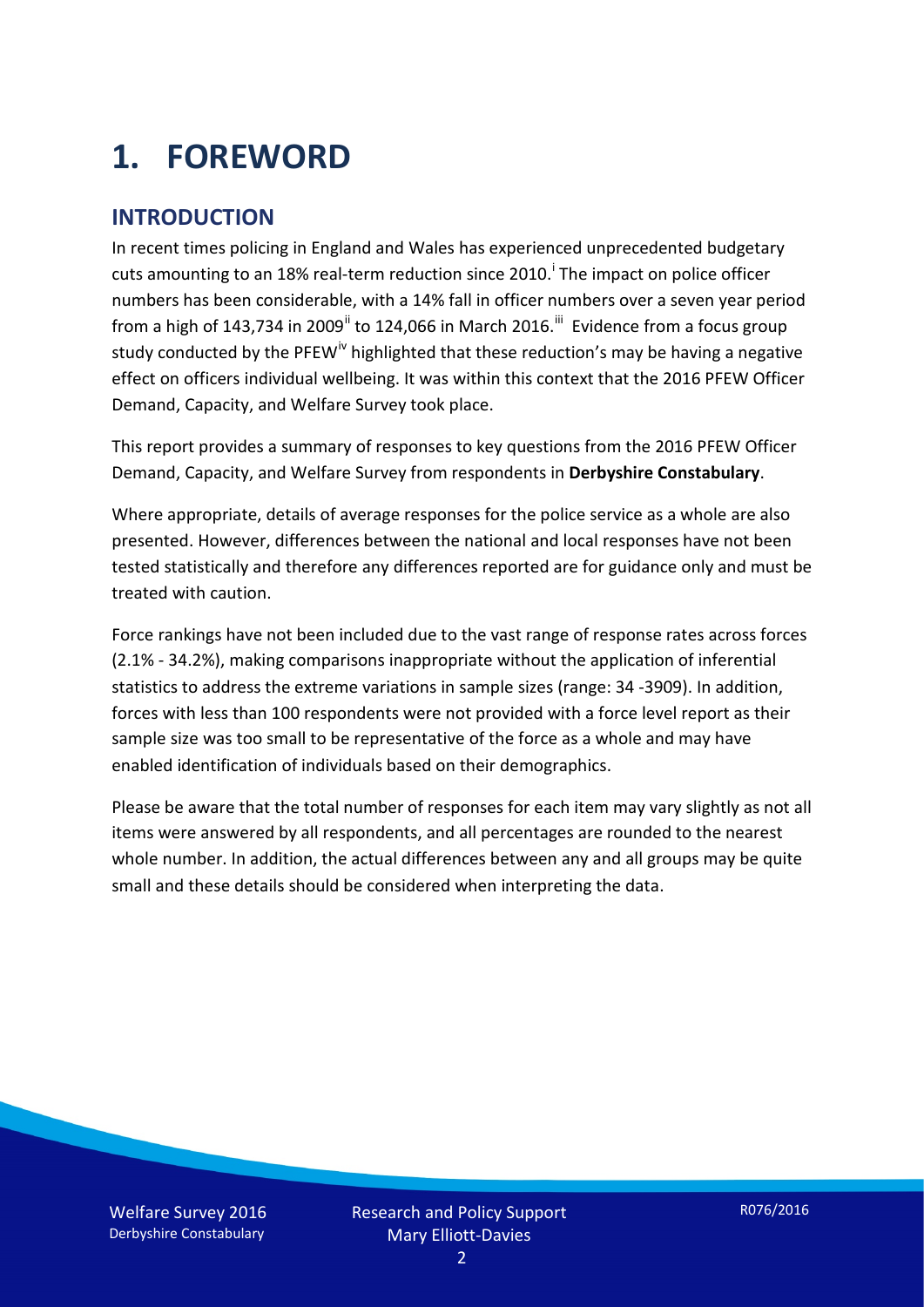# 1. FOREWORD

## INTRODUCTION

In recent times policing in England and Wales has experienced unprecedented budgetary cuts amounting to an 18% real-term reduction since 2010.[i] The impact on police officer numbers has been considerable, with a 14% fall in officer numbers over a seven year period from a high of 143,734 in 2009[ii] to 124,066 in March 2016.[iii] Evidence from a focus group study conducted by the PFEW[iv] highlighted that these reduction's may be having a negative effect on officers individual wellbeing. It was within this context that the 2016 PFEW Officer Demand, Capacity, and Welfare Survey took place.

This report provides a summary of responses to key questions from the 2016 PFEW Officer Demand, Capacity, and Welfare Survey from respondents in **Derbyshire Constabulary**.

Where appropriate, details of average responses for the police service as a whole are also presented. However, differences between the national and local responses have not been tested statistically and therefore any differences reported are for guidance only and must be treated with caution.

Force rankings have not been included due to the vast range of response rates across forces (2.1% - 34.2%), making comparisons inappropriate without the application of inferential statistics to address the extreme variations in sample sizes (range: 34 -3909). In addition, forces with less than 100 respondents were not provided with a force level report as their sample size was too small to be representative of the force as a whole and may have enabled identification of individuals based on their demographics.

Please be aware that the total number of responses for each item may vary slightly as not all items were answered by all respondents, and all percentages are rounded to the nearest whole number. In addition, the actual differences between any and all groups may be quite small and these details should be considered when interpreting the data.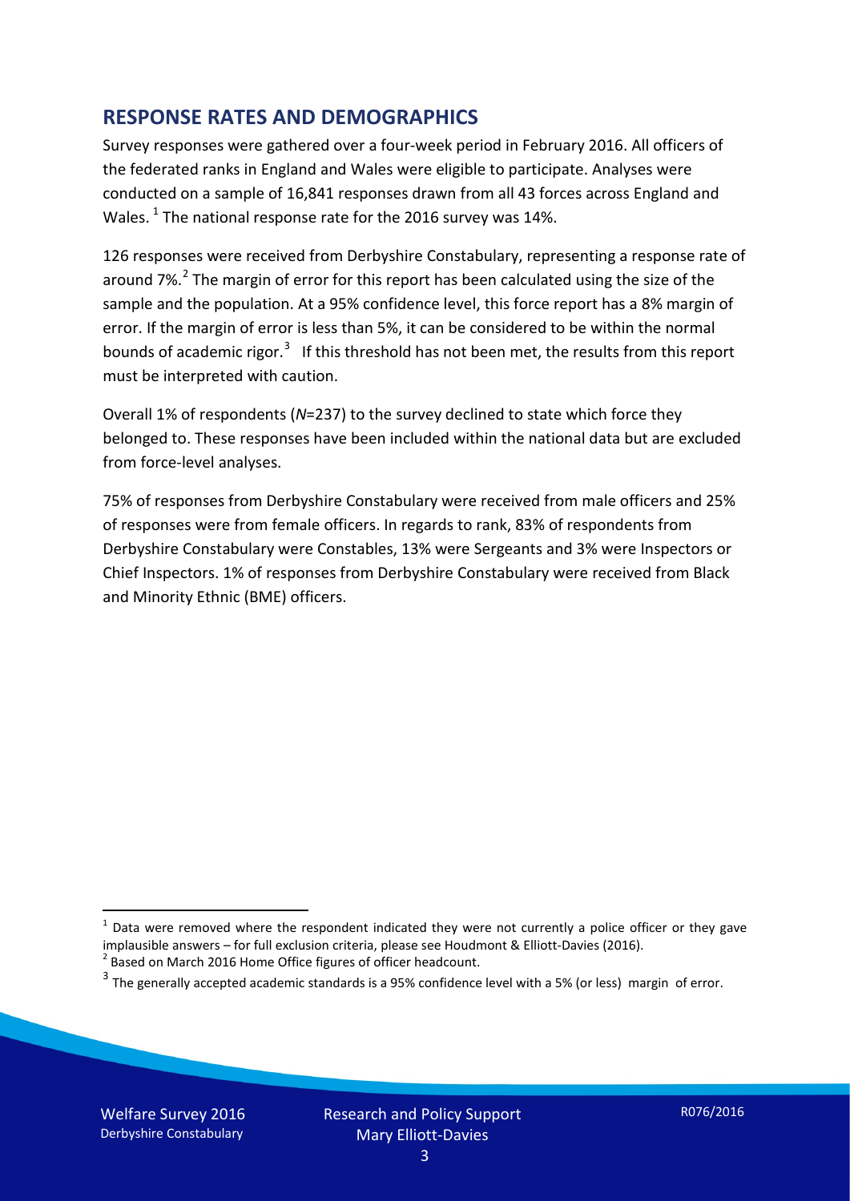## RESPONSE RATES AND DEMOGRAPHICS

Survey responses were gathered over a four-week period in February 2016. All officers of the federated ranks in England and Wales were eligible to participate. Analyses were conducted on a sample of 16,841 responses drawn from all 43 forces across England and Wales. [1] The national response rate for the 2016 survey was 14%.

126 responses were received from Derbyshire Constabulary, representing a response rate of around 7%. [2] The margin of error for this report has been calculated using the size of the sample and the population. At a 95% confidence level, this force report has a 8% margin of error. If the margin of error is less than 5%, it can be considered to be within the normal bounds of academic rigor. [3] If this threshold has not been met, the results from this report must be interpreted with caution.

Overall 1% of respondents (*N*=237) to the survey declined to state which force they belonged to. These responses have been included within the national data but are excluded from force-level analyses.

75% of responses from Derbyshire Constabulary were received from male officers and 25% of responses were from female officers. In regards to rank, 83% of respondents from Derbyshire Constabulary were Constables, 13% were Sergeants and 3% were Inspectors or Chief Inspectors. 1% of responses from Derbyshire Constabulary were received from Black and Minority Ethnic (BME) officers.

---

[1] Data were removed where the respondent indicated they were not currently a police officer or they gave implausible answers – for full exclusion criteria, please see Houdmont & Elliott-Davies (2016).

[2] Based on March 2016 Home Office figures of officer headcount.

[3] The generally accepted academic standards is a 95% confidence level with a 5% (or less) margin of error.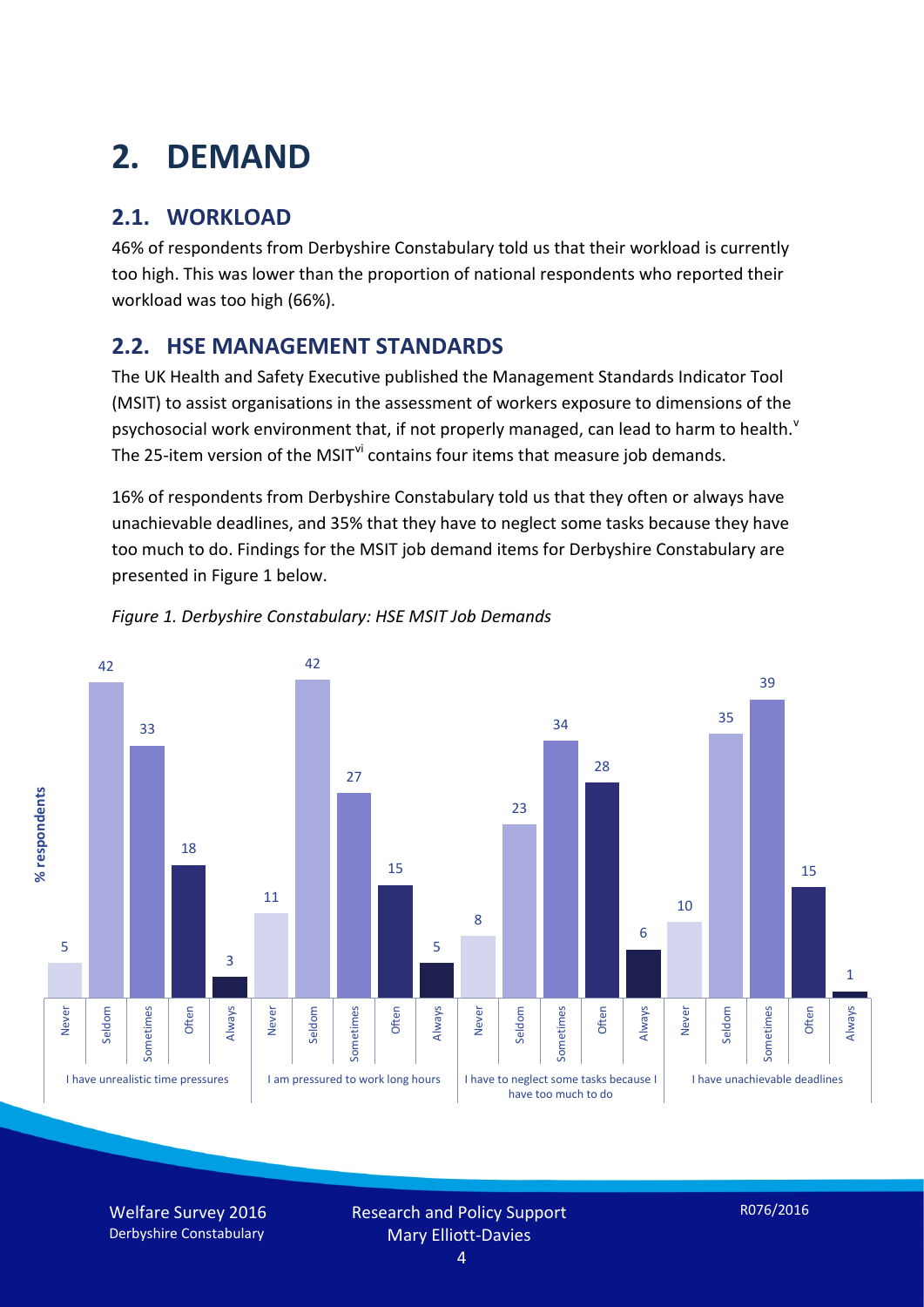# 2. DEMAND

## 2.1. WORKLOAD

46% of respondents from Derbyshire Constabulary told us that their workload is currently too high. This was lower than the proportion of national respondents who reported their workload was too high (66%).

## 2.2. HSE MANAGEMENT STANDARDS

The UK Health and Safety Executive published the Management Standards Indicator Tool (MSIT) to assist organisations in the assessment of workers exposure to dimensions of the psychosocial work environment that, if not properly managed, can lead to harm to health.[v] The 25-item version of the MSIT[vi] contains four items that measure job demands.

16% of respondents from Derbyshire Constabulary told us that they often or always have unachievable deadlines, and 35% that they have to neglect some tasks because they have too much to do. Findings for the MSIT job demand items for Derbyshire Constabulary are presented in Figure 1 below.

*Figure 1. Derbyshire Constabulary: HSE MSIT Job Demands*

| % respondents | Never | Seldom | Sometimes | Often | Always |
|---|---|---|---|---|---|
| I have unrealistic time pressures | 5 | 42 | 33 | 18 | 3 |
| I am pressured to work long hours | 11 | 42 | 27 | 15 | 5 |
| I have to neglect some tasks because I have too much to do | 8 | 23 | 34 | 28 | 6 |
| I have unachievable deadlines | 10 | 35 | 39 | 15 | 1 |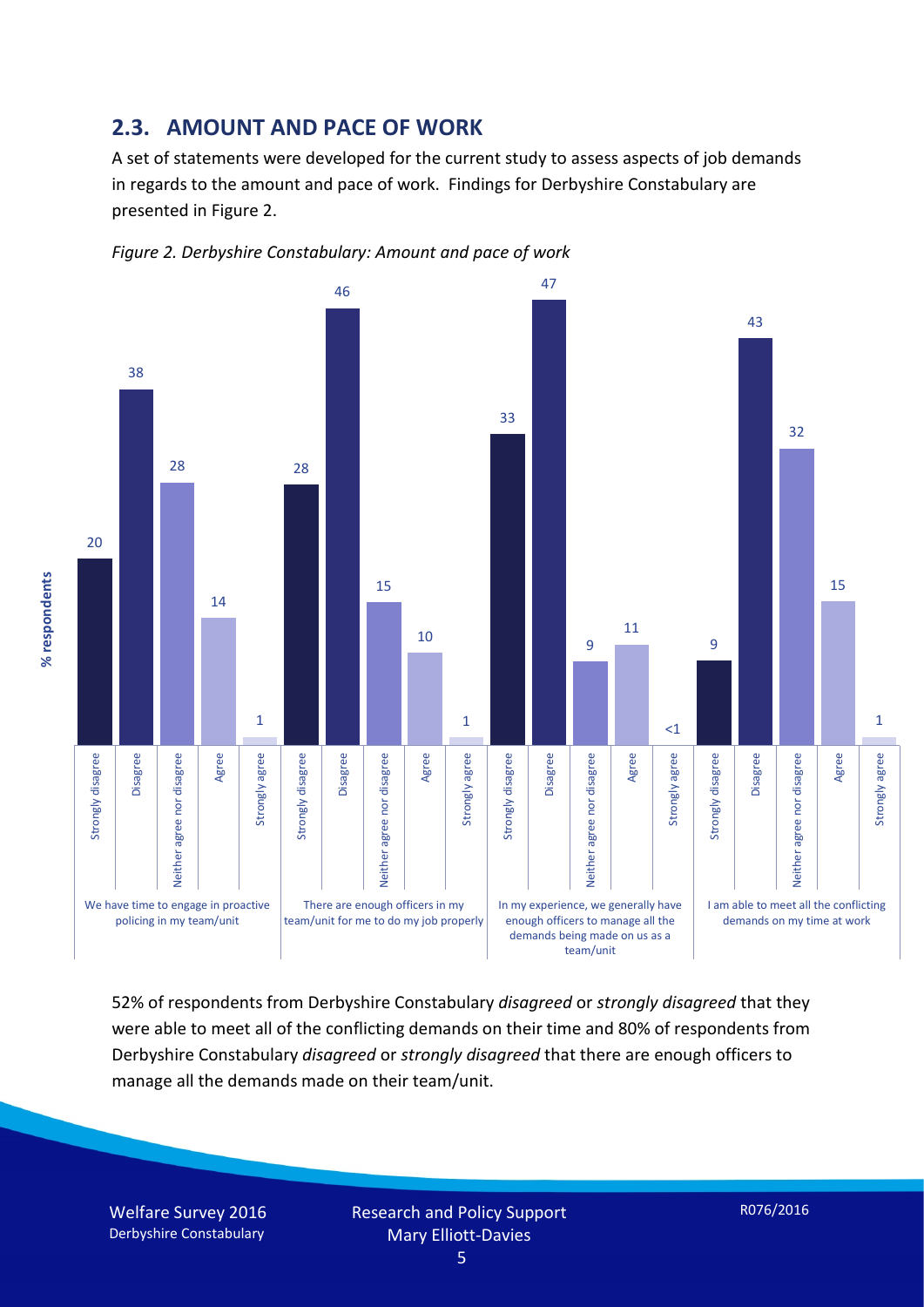## 2.3. AMOUNT AND PACE OF WORK

A set of statements were developed for the current study to assess aspects of job demands in regards to the amount and pace of work. Findings for Derbyshire Constabulary are presented in Figure 2.

*Figure 2. Derbyshire Constabulary: Amount and pace of work*

| % respondents | Strongly disagree | Disagree | Neither agree nor disagree | Agree | Strongly agree |
|---|---|---|---|---|---|
| We have time to engage in proactive policing in my team/unit | 20 | 38 | 28 | 14 | 1 |
| There are enough officers in my team/unit for me to do my job properly | 28 | 46 | 15 | 10 | 1 |
| In my experience, we generally have enough officers to manage all the demands being made on us as a team/unit | 33 | 47 | 9 | 11 | <1 |
| I am able to meet all the conflicting demands on my time at work | 9 | 43 | 32 | 15 | 1 |

52% of respondents from Derbyshire Constabulary *disagreed* or *strongly disagreed* that they were able to meet all of the conflicting demands on their time and 80% of respondents from Derbyshire Constabulary *disagreed* or *strongly disagreed* that there are enough officers to manage all the demands made on their team/unit.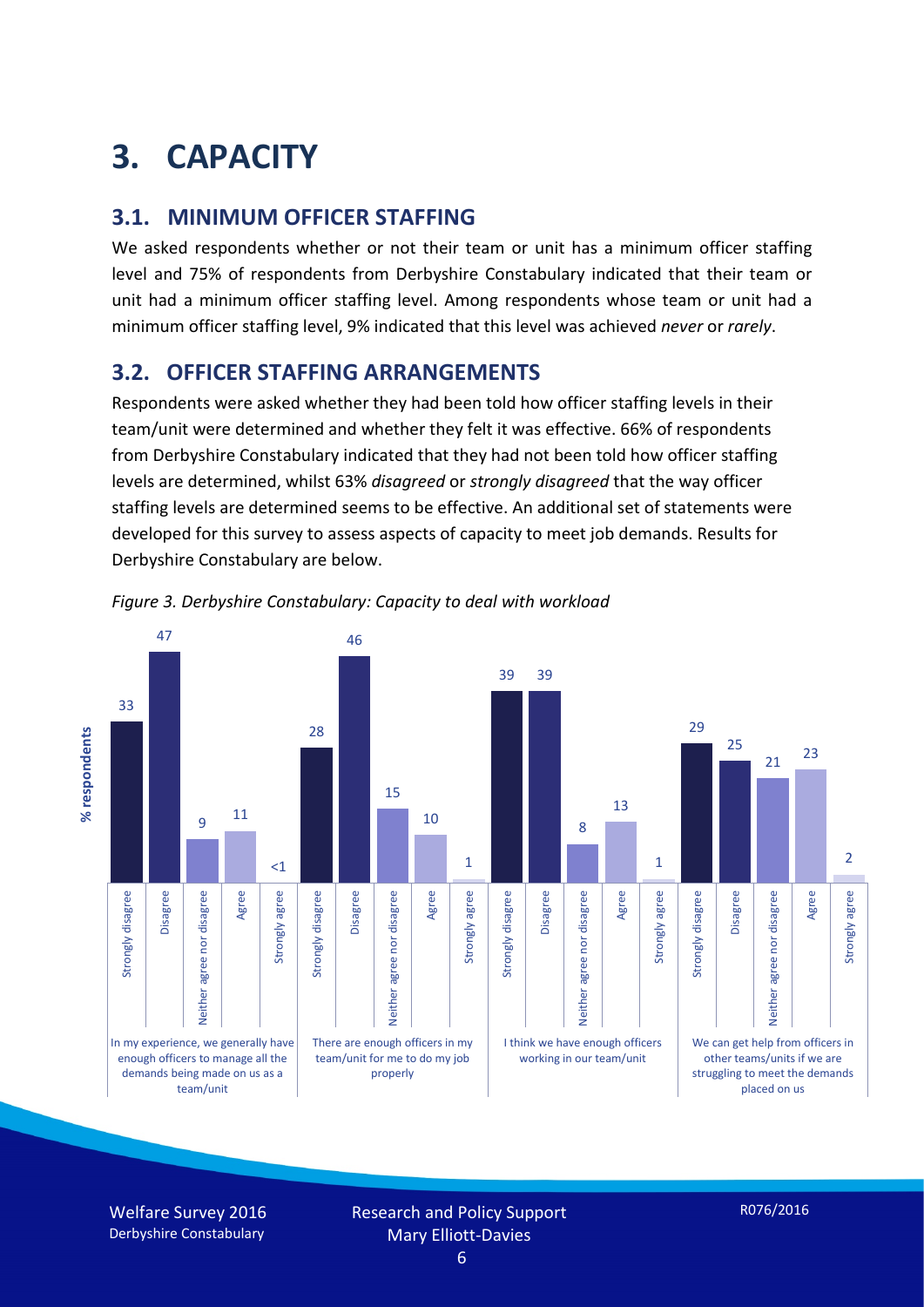# 3. CAPACITY

## 3.1. MINIMUM OFFICER STAFFING

We asked respondents whether or not their team or unit has a minimum officer staffing level and 75% of respondents from Derbyshire Constabulary indicated that their team or unit had a minimum officer staffing level. Among respondents whose team or unit had a minimum officer staffing level, 9% indicated that this level was achieved *never* or *rarely*.

## 3.2. OFFICER STAFFING ARRANGEMENTS

Respondents were asked whether they had been told how officer staffing levels in their team/unit were determined and whether they felt it was effective. 66% of respondents from Derbyshire Constabulary indicated that they had not been told how officer staffing levels are determined, whilst 63% *disagreed* or *strongly disagreed* that the way officer staffing levels are determined seems to be effective. An additional set of statements were developed for this survey to assess aspects of capacity to meet job demands. Results for Derbyshire Constabulary are below.

*Figure 3. Derbyshire Constabulary: Capacity to deal with workload*

| % respondents | Strongly disagree | Disagree | Neither agree nor disagree | Agree | Strongly agree |
|---|---|---|---|---|---|
| In my experience, we generally have enough officers to manage all the demands being made on us as a team/unit | 33 | 47 | 9 | 11 | <1 |
| There are enough officers in my team/unit for me to do my job properly | 28 | 46 | 15 | 10 | 1 |
| I think we have enough officers working in our team/unit | 39 | 39 | 8 | 13 | 1 |
| We can get help from officers in other teams/units if we are struggling to meet the demands placed on us | 29 | 25 | 21 | 23 | 2 |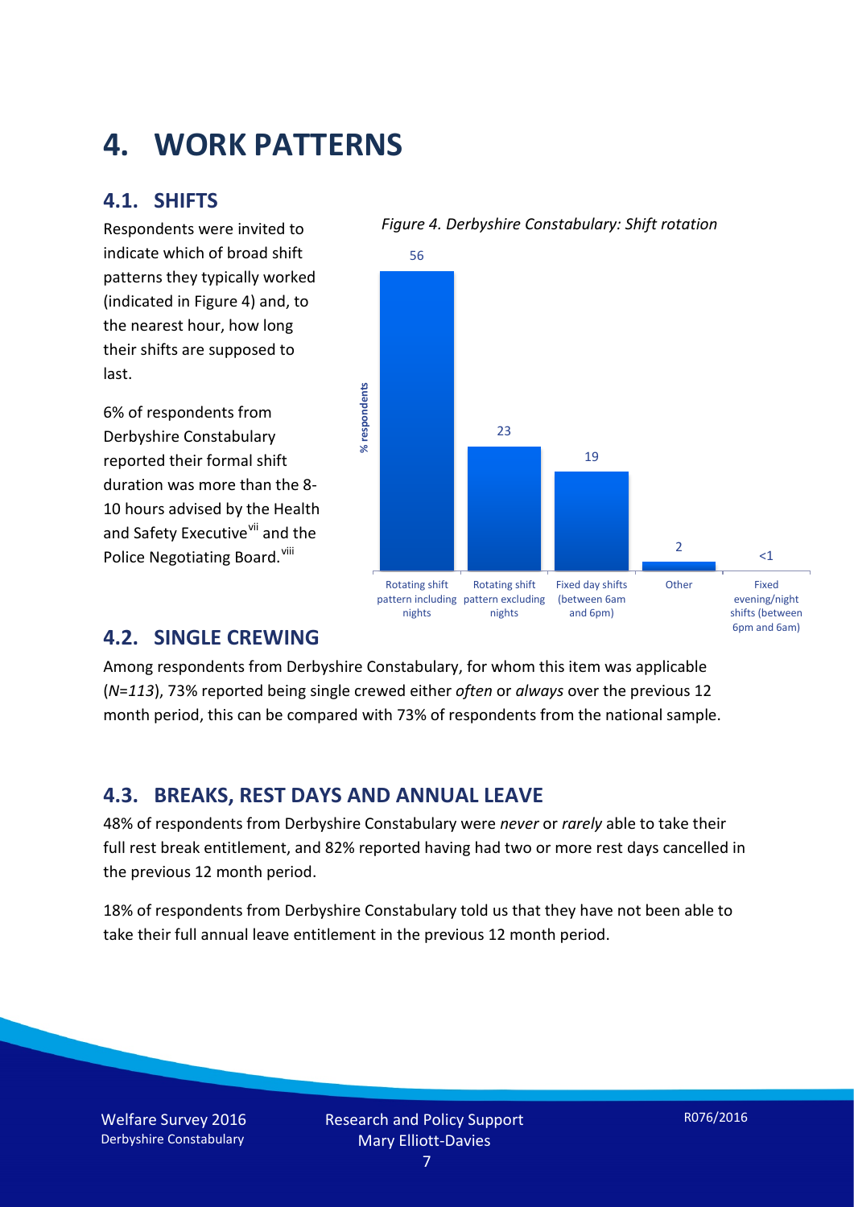# 4. WORK PATTERNS

## 4.1. SHIFTS

Respondents were invited to indicate which of broad shift patterns they typically worked (indicated in Figure 4) and, to the nearest hour, how long their shifts are supposed to last.

6% of respondents from Derbyshire Constabulary reported their formal shift duration was more than the 8-10 hours advised by the Health and Safety Executive[vii] and the Police Negotiating Board.[viii]

*Figure 4. Derbyshire Constabulary: Shift rotation*

| Shift pattern | % respondents |
|---|---|
| Rotating shift pattern including nights | 56 |
| Rotating shift pattern excluding nights | 23 |
| Fixed day shifts (between 6am and 6pm) | 19 |
| Other | 2 |
| Fixed evening/night shifts (between 6pm and 6am) | <1 |

## 4.2. SINGLE CREWING

Among respondents from Derbyshire Constabulary, for whom this item was applicable (*N=113*), 73% reported being single crewed either *often* or *always* over the previous 12 month period, this can be compared with 73% of respondents from the national sample.

## 4.3. BREAKS, REST DAYS AND ANNUAL LEAVE

48% of respondents from Derbyshire Constabulary were *never* or *rarely* able to take their full rest break entitlement, and 82% reported having had two or more rest days cancelled in the previous 12 month period.

18% of respondents from Derbyshire Constabulary told us that they have not been able to take their full annual leave entitlement in the previous 12 month period.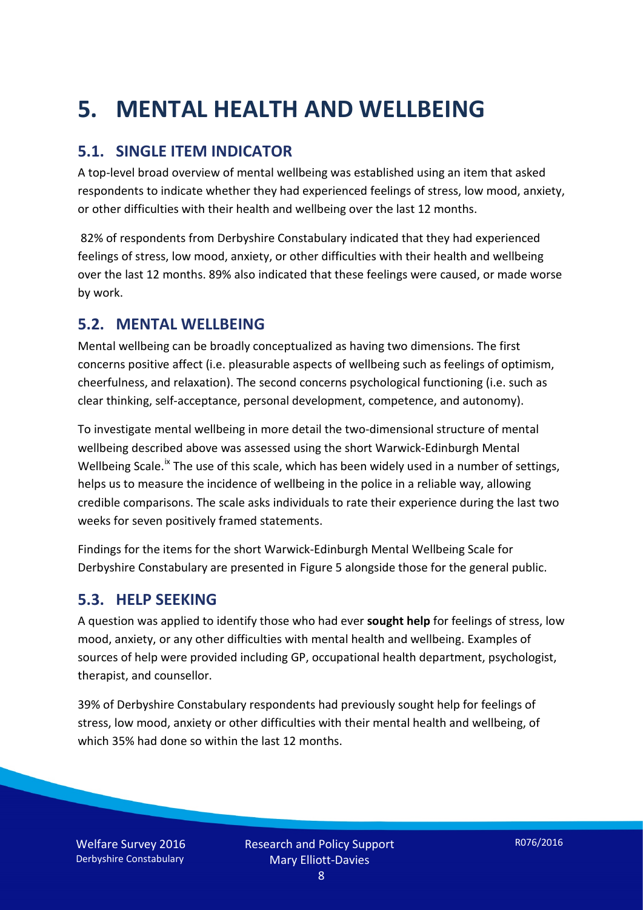# 5. MENTAL HEALTH AND WELLBEING

## 5.1. SINGLE ITEM INDICATOR

A top-level broad overview of mental wellbeing was established using an item that asked respondents to indicate whether they had experienced feelings of stress, low mood, anxiety, or other difficulties with their health and wellbeing over the last 12 months.

82% of respondents from Derbyshire Constabulary indicated that they had experienced feelings of stress, low mood, anxiety, or other difficulties with their health and wellbeing over the last 12 months. 89% also indicated that these feelings were caused, or made worse by work.

## 5.2. MENTAL WELLBEING

Mental wellbeing can be broadly conceptualized as having two dimensions. The first concerns positive affect (i.e. pleasurable aspects of wellbeing such as feelings of optimism, cheerfulness, and relaxation). The second concerns psychological functioning (i.e. such as clear thinking, self-acceptance, personal development, competence, and autonomy).

To investigate mental wellbeing in more detail the two-dimensional structure of mental wellbeing described above was assessed using the short Warwick-Edinburgh Mental Wellbeing Scale.[ix] The use of this scale, which has been widely used in a number of settings, helps us to measure the incidence of wellbeing in the police in a reliable way, allowing credible comparisons. The scale asks individuals to rate their experience during the last two weeks for seven positively framed statements.

Findings for the items for the short Warwick-Edinburgh Mental Wellbeing Scale for Derbyshire Constabulary are presented in Figure 5 alongside those for the general public.

## 5.3. HELP SEEKING

A question was applied to identify those who had ever **sought help** for feelings of stress, low mood, anxiety, or any other difficulties with mental health and wellbeing. Examples of sources of help were provided including GP, occupational health department, psychologist, therapist, and counsellor.

39% of Derbyshire Constabulary respondents had previously sought help for feelings of stress, low mood, anxiety or other difficulties with their mental health and wellbeing, of which 35% had done so within the last 12 months.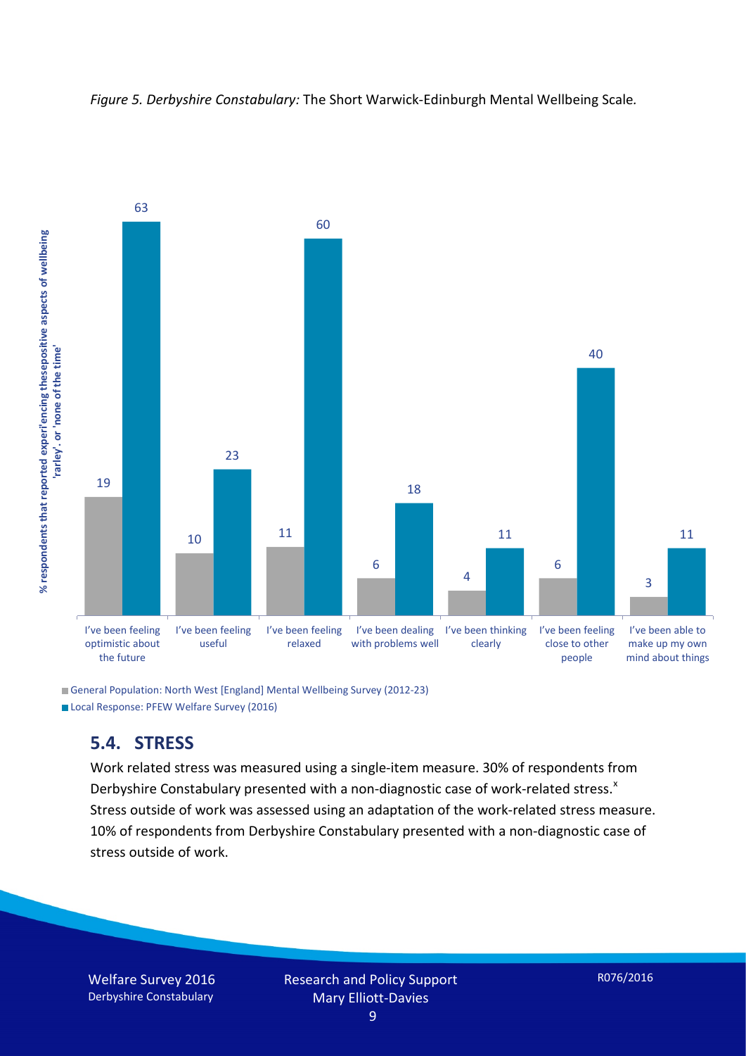*Figure 5. Derbyshire Constabulary:* The Short Warwick-Edinburgh Mental Wellbeing Scale*.*

| | General Population: North West [England] Mental Wellbeing Survey (2012-23) | Local Response: PFEW Welfare Survey (2016) |
|---|---|---|
| I've been feeling optimistic about the future | 19 | 63 |
| I've been feeling useful | 10 | 23 |
| I've been feeling relaxed | 11 | 60 |
| I've been dealing with problems well | 6 | 18 |
| I've been thinking clearly | 4 | 11 |
| I've been feeling close to other people | 6 | 40 |
| I've been able to make up my own mind about things | 3 | 11 |

Y-axis: % respondents that reported experiencing thesepositive aspects of wellbeing 'rarley'. or 'none of the time'

## 5.4. STRESS

Work related stress was measured using a single-item measure. 30% of respondents from Derbyshire Constabulary presented with a non-diagnostic case of work-related stress.[x] Stress outside of work was assessed using an adaptation of the work-related stress measure. 10% of respondents from Derbyshire Constabulary presented with a non-diagnostic case of stress outside of work.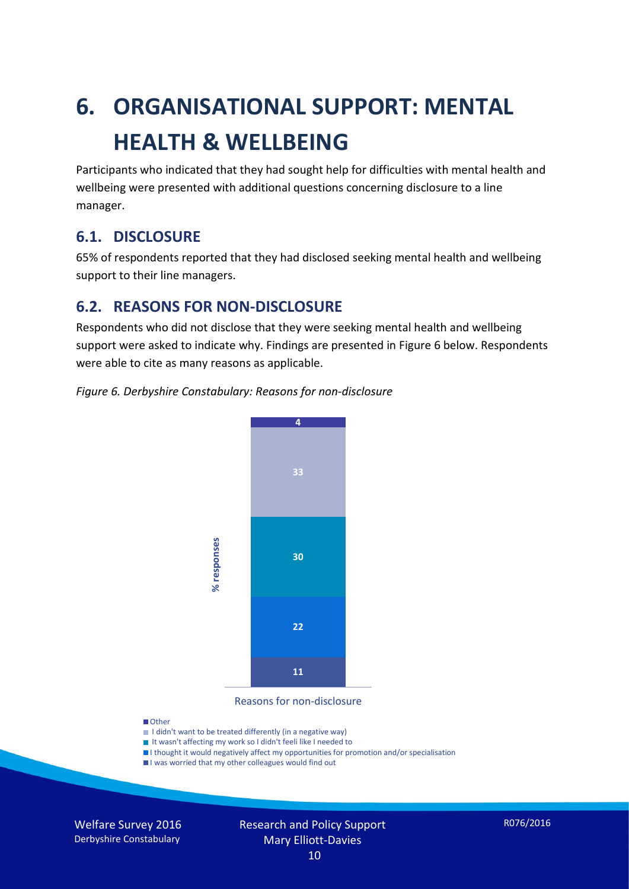# 6. ORGANISATIONAL SUPPORT: MENTAL HEALTH & WELLBEING

Participants who indicated that they had sought help for difficulties with mental health and wellbeing were presented with additional questions concerning disclosure to a line manager.

## 6.1. DISCLOSURE

65% of respondents reported that they had disclosed seeking mental health and wellbeing support to their line managers.

## 6.2. REASONS FOR NON-DISCLOSURE

Respondents who did not disclose that they were seeking mental health and wellbeing support were asked to indicate why. Findings are presented in Figure 6 below. Respondents were able to cite as many reasons as applicable.

*Figure 6. Derbyshire Constabulary: Reasons for non-disclosure*

| Reasons for non-disclosure | % responses |
| --- | --- |
| Other | 4 |
| I didn't want to be treated differently (in a negative way) | 33 |
| It wasn't affecting my work so I didn't feeli like I needed to | 30 |
| I thought it would negatively affect my opportunities for promotion and/or specialisation | 22 |
| I was worried that my other colleagues would find out | 11 |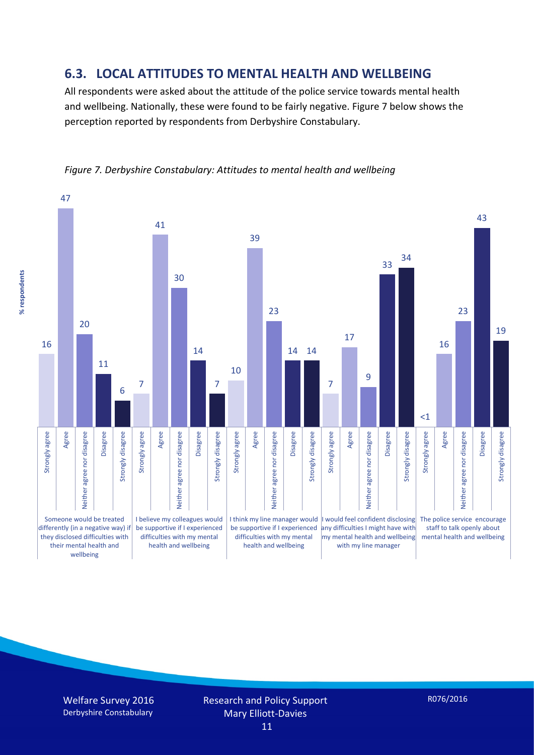## 6.3. LOCAL ATTITUDES TO MENTAL HEALTH AND WELLBEING

All respondents were asked about the attitude of the police service towards mental health and wellbeing. Nationally, these were found to be fairly negative. Figure 7 below shows the perception reported by respondents from Derbyshire Constabulary.

*Figure 7. Derbyshire Constabulary: Attitudes to mental health and wellbeing*

| Statement (% respondents) | Strongly agree | Agree | Neither agree nor disagree | Disagree | Strongly disagree |
|---|---|---|---|---|---|
| Someone would be treated differently (in a negative way) if they disclosed difficulties with their mental health and wellbeing | 16 | 47 | 20 | 11 | 6 |
| I believe my colleagues would be supportive if I experienced difficulties with my mental health and wellbeing | 7 | 41 | 30 | 14 | 7 |
| I think my line manager would be supportive if I experienced difficulties with my mental health and wellbeing | 10 | 39 | 23 | 14 | 14 |
| I would feel confident disclosing any difficulties I might have with my mental health and wellbeing with my line manager | 7 | 17 | 9 | 33 | 34 |
| The police service encourage staff to talk openly about mental health and wellbeing | <1 | 16 | 23 | 43 | 19 |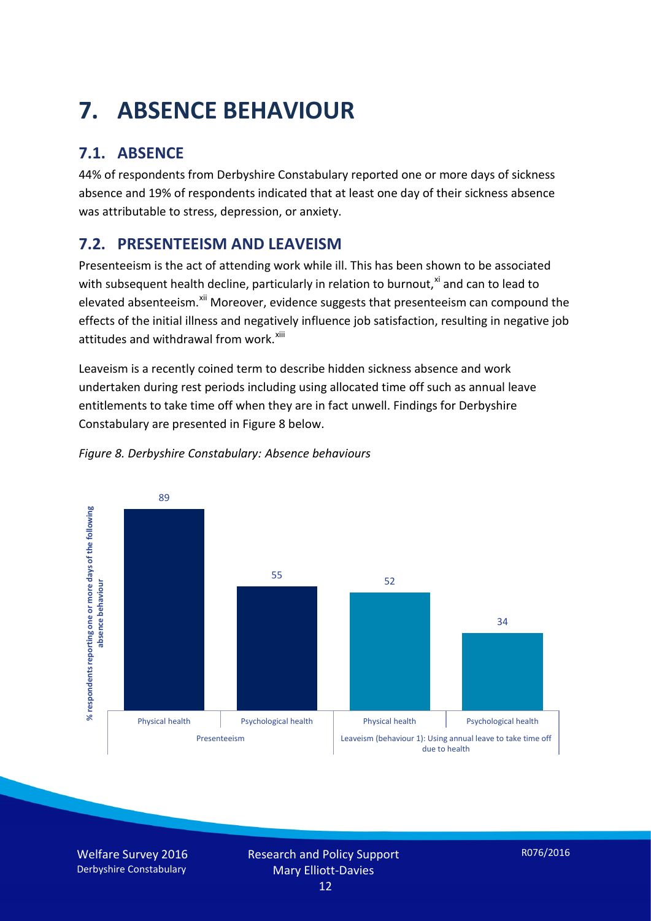# 7. ABSENCE BEHAVIOUR

## 7.1. ABSENCE

44% of respondents from Derbyshire Constabulary reported one or more days of sickness absence and 19% of respondents indicated that at least one day of their sickness absence was attributable to stress, depression, or anxiety.

## 7.2. PRESENTEEISM AND LEAVEISM

Presenteeism is the act of attending work while ill. This has been shown to be associated with subsequent health decline, particularly in relation to burnout,[xi] and can to lead to elevated absenteeism.[xii] Moreover, evidence suggests that presenteeism can compound the effects of the initial illness and negatively influence job satisfaction, resulting in negative job attitudes and withdrawal from work.[xiii]

Leaveism is a recently coined term to describe hidden sickness absence and work undertaken during rest periods including using allocated time off such as annual leave entitlements to take time off when they are in fact unwell. Findings for Derbyshire Constabulary are presented in Figure 8 below.

*Figure 8. Derbyshire Constabulary: Absence behaviours*

| | Presenteeism | | Leaveism (behaviour 1): Using annual leave to take time off due to health | |
|---|---|---|---|---|
| | Physical health | Psychological health | Physical health | Psychological health |
| % respondents reporting one or more days of the following absence behaviour | 89 | 55 | 52 | 34 |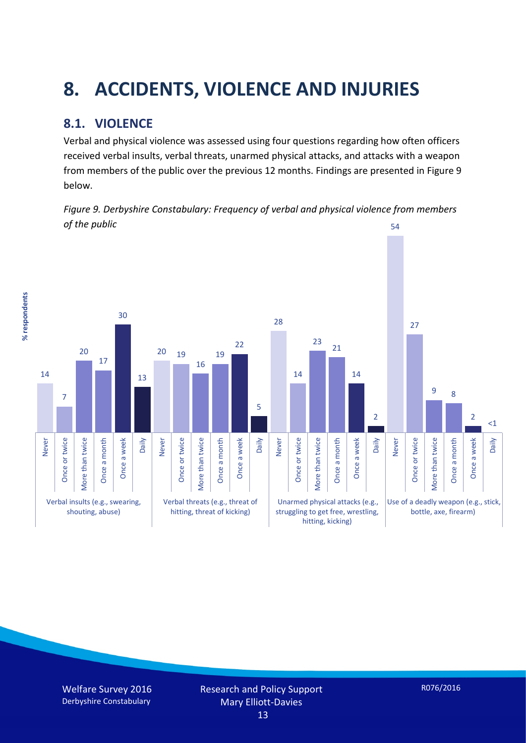# 8. ACCIDENTS, VIOLENCE AND INJURIES

## 8.1. VIOLENCE

Verbal and physical violence was assessed using four questions regarding how often officers received verbal insults, verbal threats, unarmed physical attacks, and attacks with a weapon from members of the public over the previous 12 months. Findings are presented in Figure 9 below.

*Figure 9. Derbyshire Constabulary: Frequency of verbal and physical violence from members of the public*

| % respondents | Never | Once or twice | More than twice | Once a month | Once a week | Daily |
|---|---|---|---|---|---|---|
| Verbal insults (e.g., swearing, shouting, abuse) | 14 | 7 | 20 | 17 | 30 | 13 |
| Verbal threats (e.g., threat of hitting, threat of kicking) | 20 | 19 | 16 | 19 | 22 | 5 |
| Unarmed physical attacks (e.g., struggling to get free, wrestling, hitting, kicking) | 28 | 14 | 23 | 21 | 14 | 2 |
| Use of a deadly weapon (e.g., stick, bottle, axe, firearm) | 54 | 27 | 9 | 8 | 2 | <1 |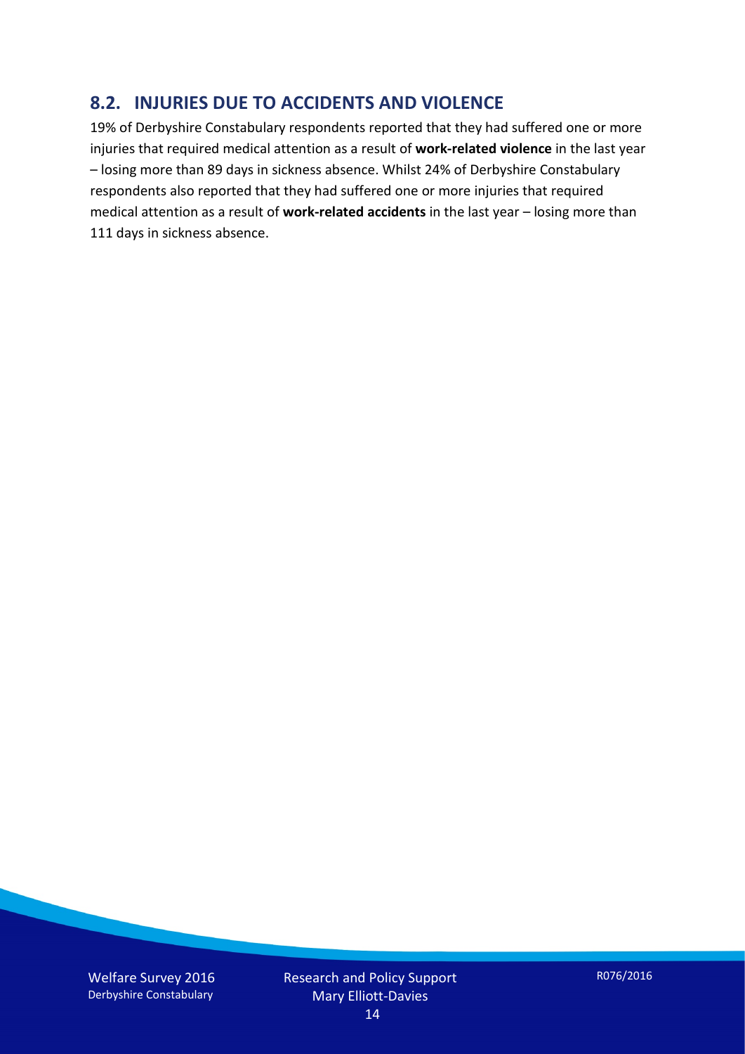## 8.2. INJURIES DUE TO ACCIDENTS AND VIOLENCE

19% of Derbyshire Constabulary respondents reported that they had suffered one or more injuries that required medical attention as a result of **work-related violence** in the last year – losing more than 89 days in sickness absence. Whilst 24% of Derbyshire Constabulary respondents also reported that they had suffered one or more injuries that required medical attention as a result of **work-related accidents** in the last year – losing more than 111 days in sickness absence.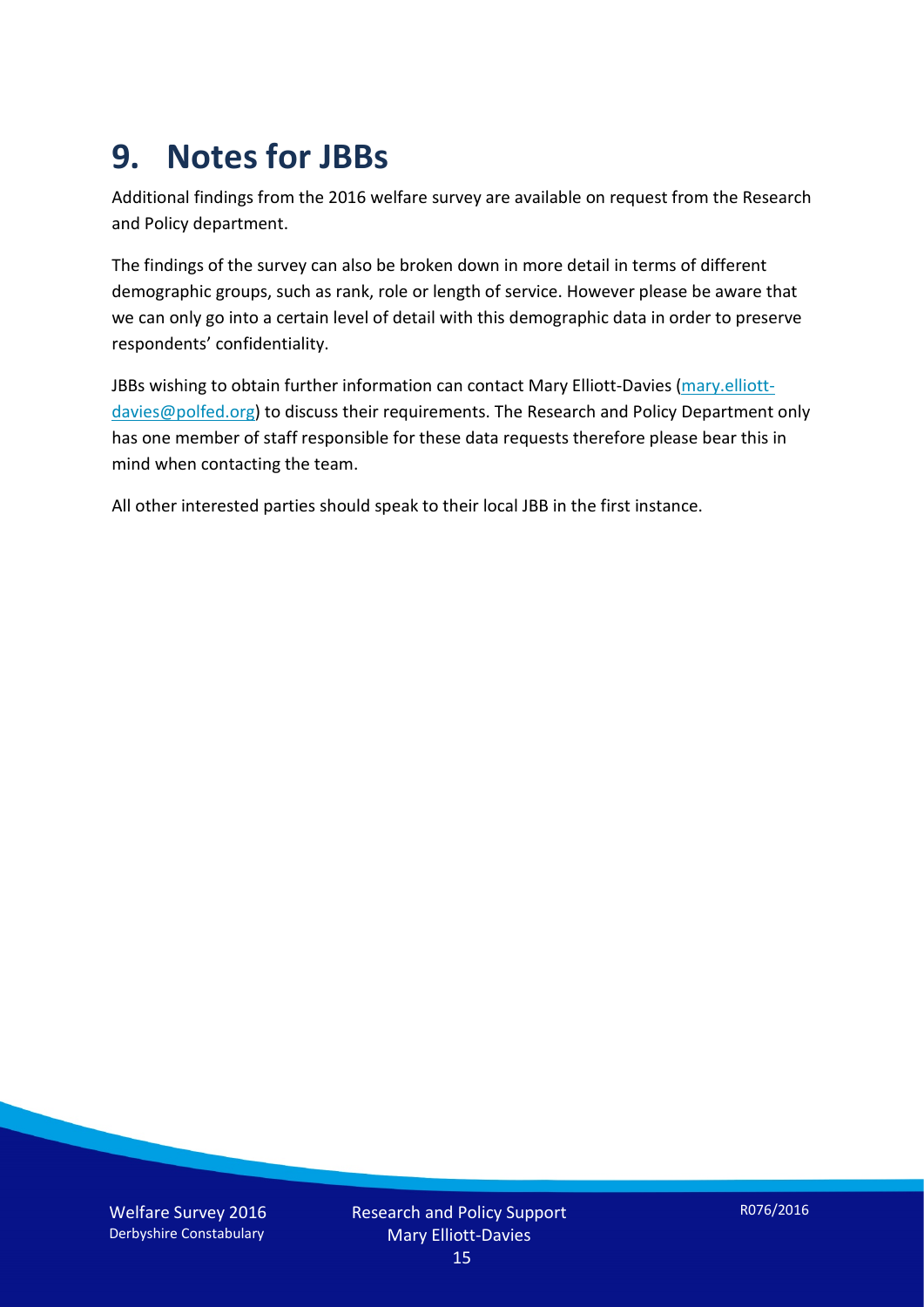# 9. Notes for JBBs

Additional findings from the 2016 welfare survey are available on request from the Research and Policy department.

The findings of the survey can also be broken down in more detail in terms of different demographic groups, such as rank, role or length of service. However please be aware that we can only go into a certain level of detail with this demographic data in order to preserve respondents' confidentiality.

JBBs wishing to obtain further information can contact Mary Elliott-Davies (mary.elliott-davies@polfed.org) to discuss their requirements. The Research and Policy Department only has one member of staff responsible for these data requests therefore please bear this in mind when contacting the team.

All other interested parties should speak to their local JBB in the first instance.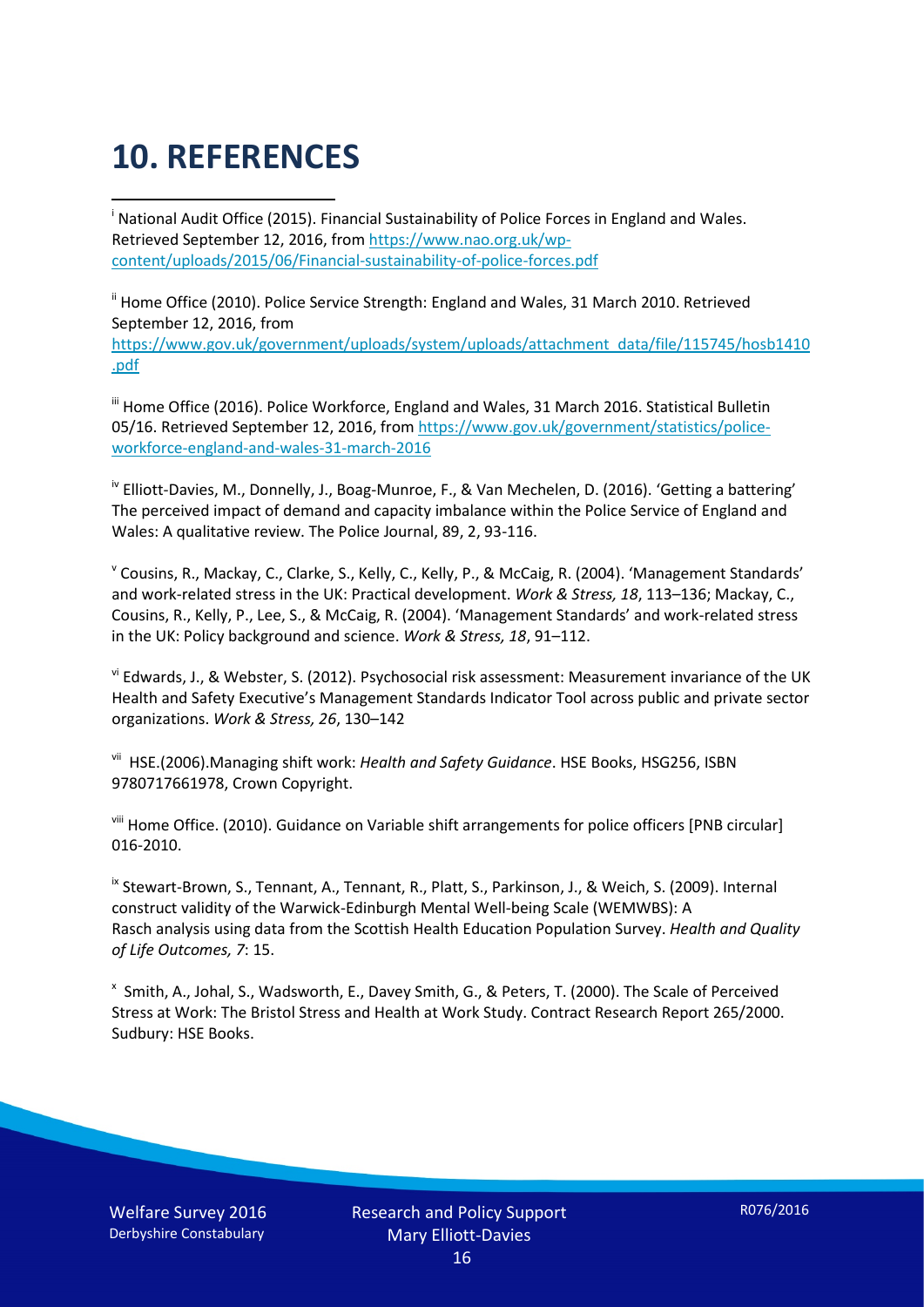# 10. REFERENCES

[i] National Audit Office (2015). Financial Sustainability of Police Forces in England and Wales. Retrieved September 12, 2016, from https://www.nao.org.uk/wp-content/uploads/2015/06/Financial-sustainability-of-police-forces.pdf

[ii] Home Office (2010). Police Service Strength: England and Wales, 31 March 2010. Retrieved September 12, 2016, from https://www.gov.uk/government/uploads/system/uploads/attachment_data/file/115745/hosb1410.pdf

[iii] Home Office (2016). Police Workforce, England and Wales, 31 March 2016. Statistical Bulletin 05/16. Retrieved September 12, 2016, from https://www.gov.uk/government/statistics/police-workforce-england-and-wales-31-march-2016

[iv] Elliott-Davies, M., Donnelly, J., Boag-Munroe, F., & Van Mechelen, D. (2016). 'Getting a battering' The perceived impact of demand and capacity imbalance within the Police Service of England and Wales: A qualitative review. The Police Journal, 89, 2, 93-116.

[v] Cousins, R., Mackay, C., Clarke, S., Kelly, C., Kelly, P., & McCaig, R. (2004). 'Management Standards' and work-related stress in the UK: Practical development. *Work & Stress, 18*, 113–136; Mackay, C., Cousins, R., Kelly, P., Lee, S., & McCaig, R. (2004). 'Management Standards' and work-related stress in the UK: Policy background and science. *Work & Stress, 18*, 91–112.

[vi] Edwards, J., & Webster, S. (2012). Psychosocial risk assessment: Measurement invariance of the UK Health and Safety Executive's Management Standards Indicator Tool across public and private sector organizations. *Work & Stress, 26*, 130–142

[vii] HSE.(2006).Managing shift work: *Health and Safety Guidance*. HSE Books, HSG256, ISBN 9780717661978, Crown Copyright.

[viii] Home Office. (2010). Guidance on Variable shift arrangements for police officers [PNB circular] 016-2010.

[ix] Stewart-Brown, S., Tennant, A., Tennant, R., Platt, S., Parkinson, J., & Weich, S. (2009). Internal construct validity of the Warwick-Edinburgh Mental Well-being Scale (WEMWBS): A Rasch analysis using data from the Scottish Health Education Population Survey. *Health and Quality of Life Outcomes, 7*: 15.

[x] Smith, A., Johal, S., Wadsworth, E., Davey Smith, G., & Peters, T. (2000). The Scale of Perceived Stress at Work: The Bristol Stress and Health at Work Study. Contract Research Report 265/2000. Sudbury: HSE Books.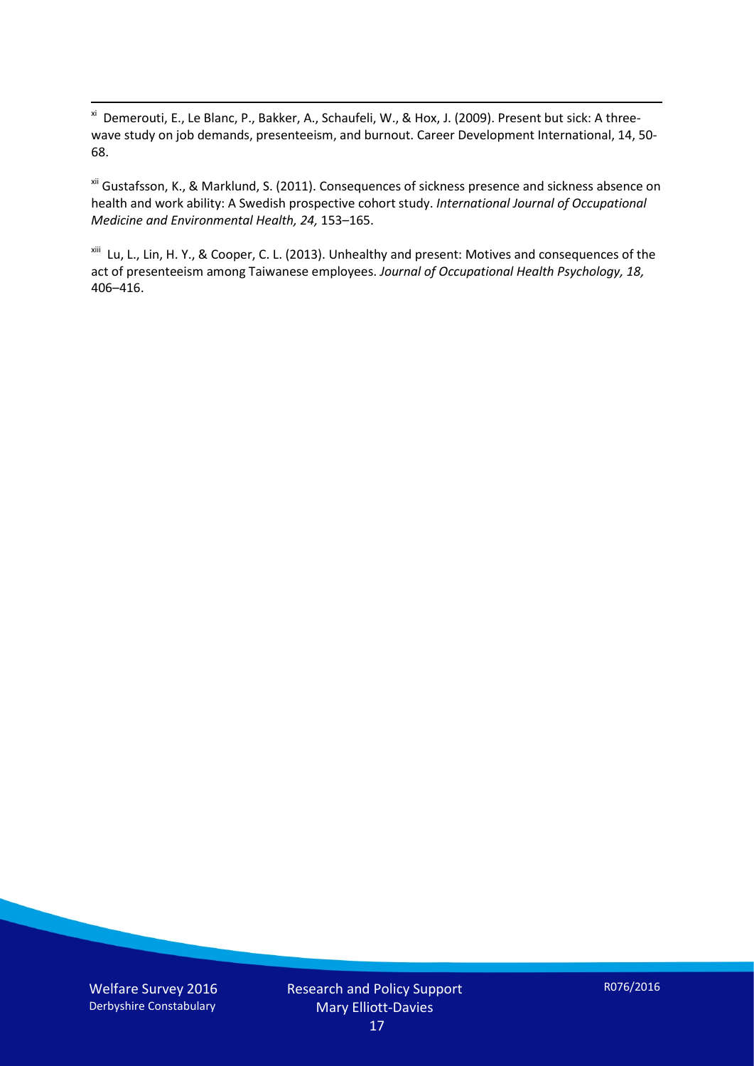[xi] Demerouti, E., Le Blanc, P., Bakker, A., Schaufeli, W., & Hox, J. (2009). Present but sick: A three-wave study on job demands, presenteeism, and burnout. Career Development International, 14, 50-68.

[xii] Gustafsson, K., & Marklund, S. (2011). Consequences of sickness presence and sickness absence on health and work ability: A Swedish prospective cohort study. *International Journal of Occupational Medicine and Environmental Health, 24,* 153–165.

[xiii] Lu, L., Lin, H. Y., & Cooper, C. L. (2013). Unhealthy and present: Motives and consequences of the act of presenteeism among Taiwanese employees. *Journal of Occupational Health Psychology, 18,* 406–416.